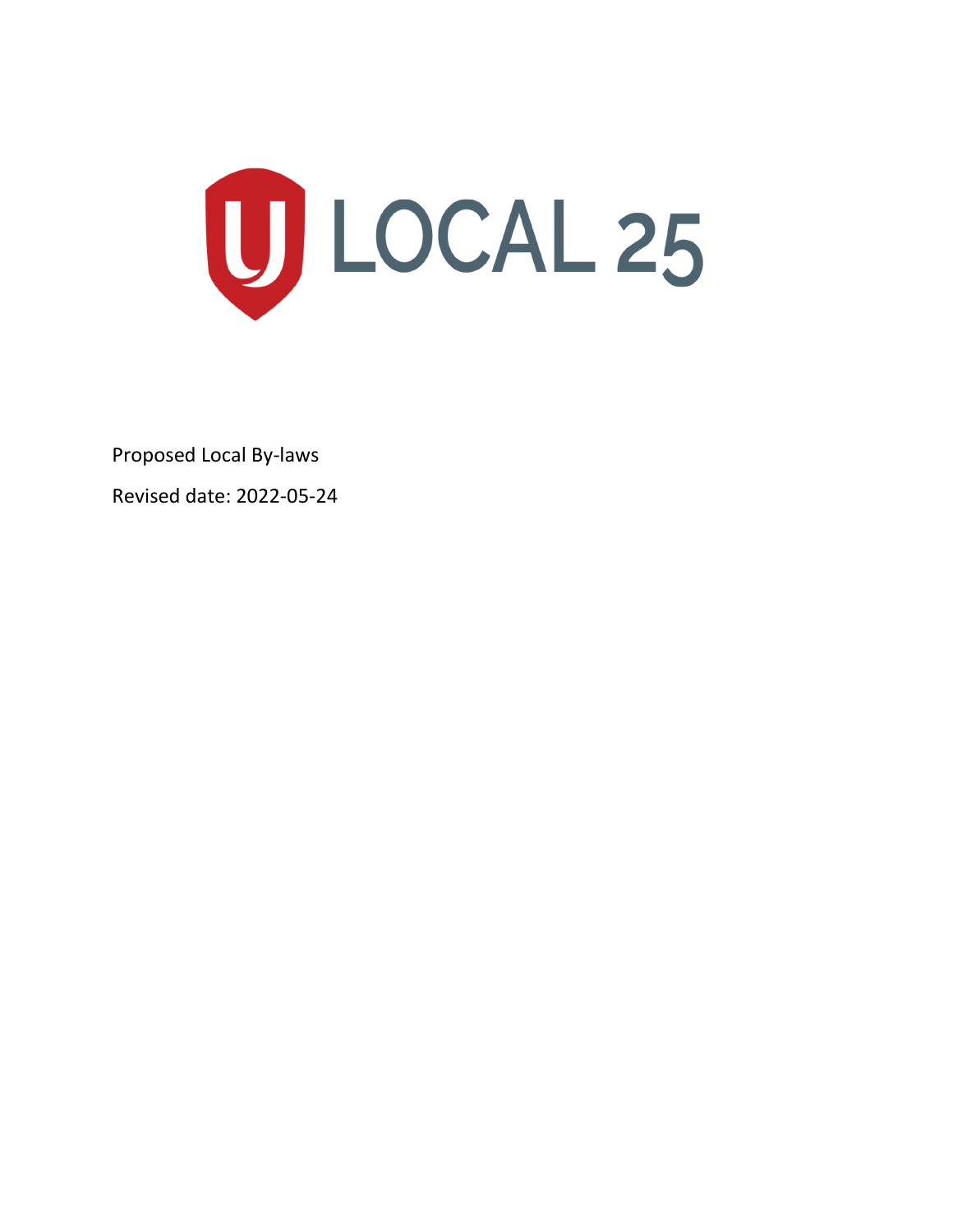LOCAL 25

Proposed Local By-laws

Revised date: 2022-05-24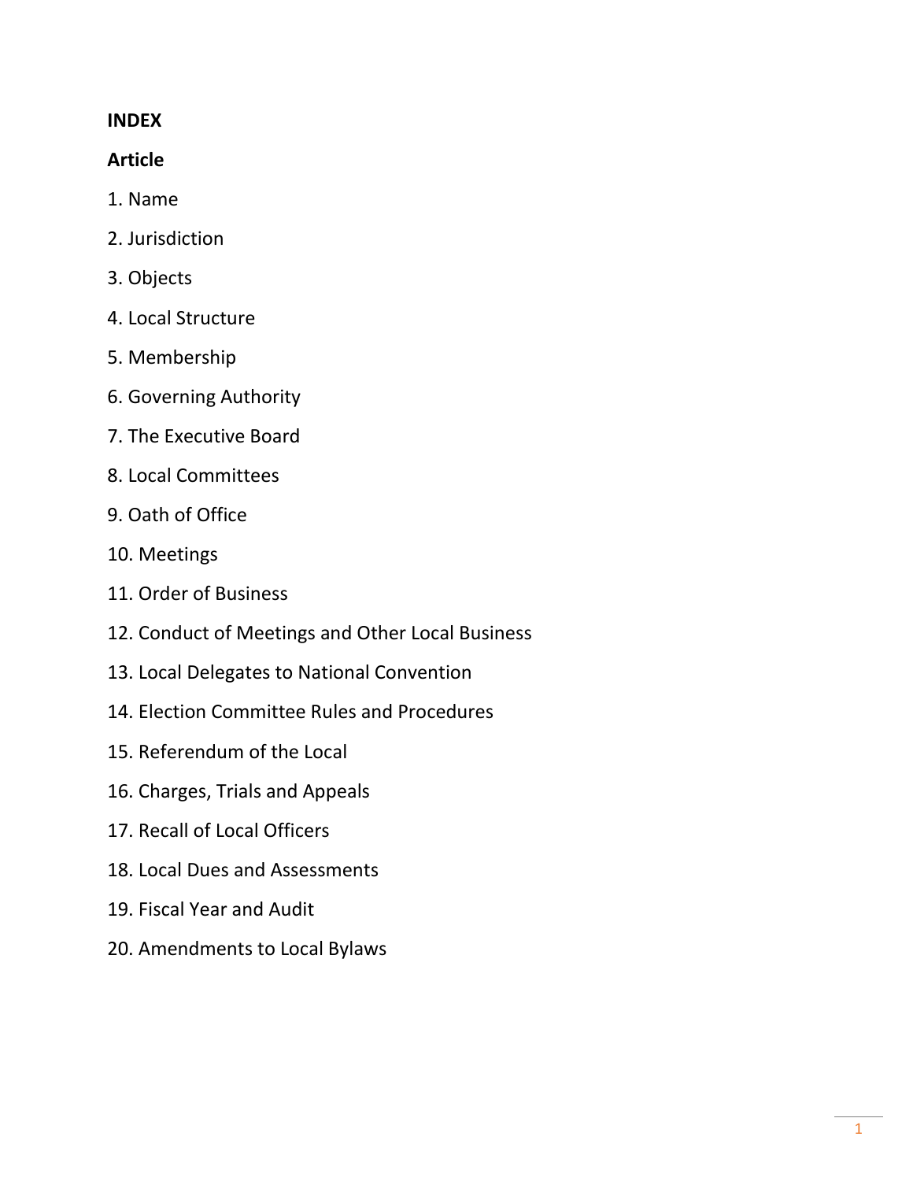**INDEX**

**Article**

1. Name
2. Jurisdiction
3. Objects
4. Local Structure
5. Membership
6. Governing Authority
7. The Executive Board
8. Local Committees
9. Oath of Office
10. Meetings
11. Order of Business
12. Conduct of Meetings and Other Local Business
13. Local Delegates to National Convention
14. Election Committee Rules and Procedures
15. Referendum of the Local
16. Charges, Trials and Appeals
17. Recall of Local Officers
18. Local Dues and Assessments
19. Fiscal Year and Audit
20. Amendments to Local Bylaws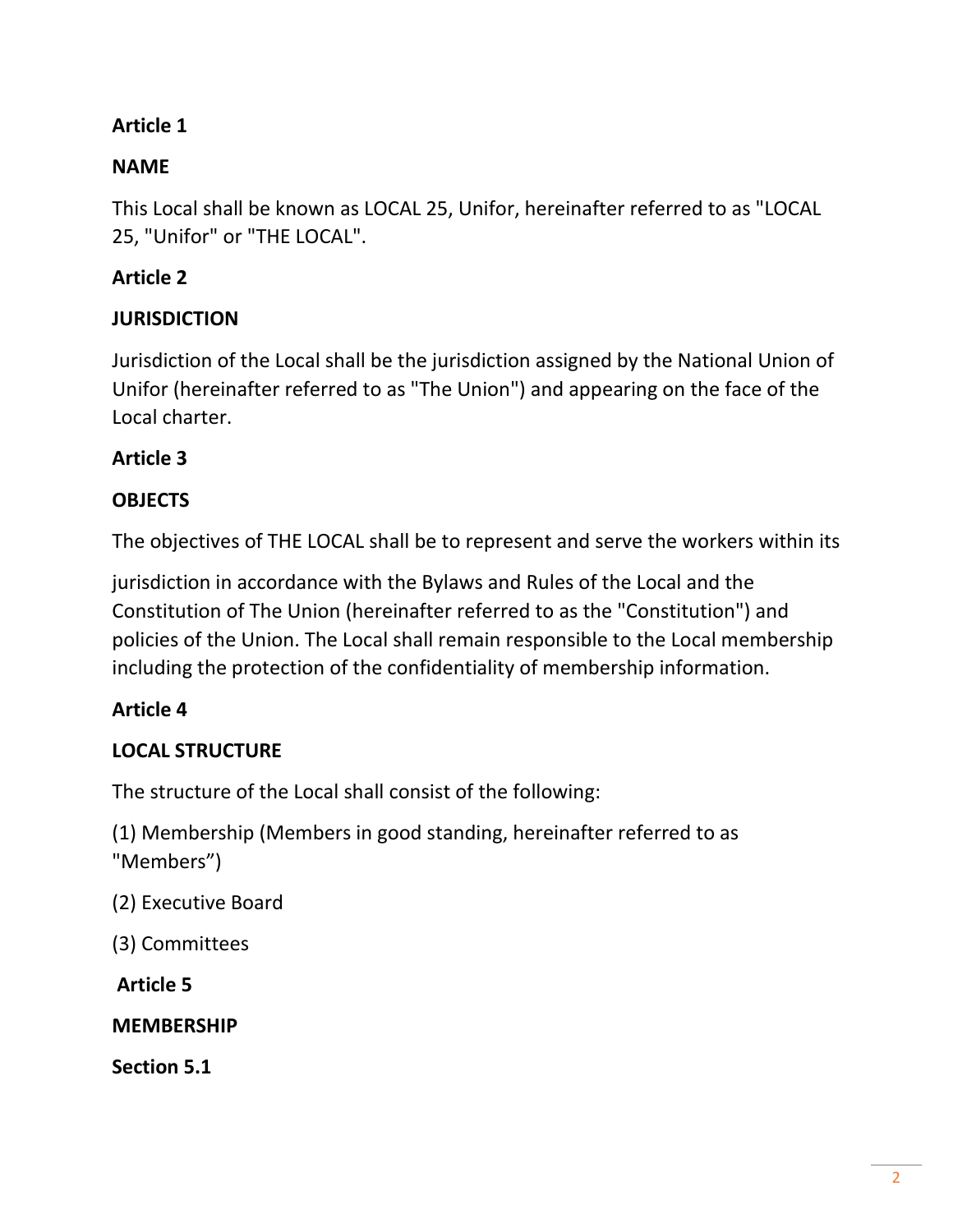**Article 1**

**NAME**

This Local shall be known as LOCAL 25, Unifor, hereinafter referred to as "LOCAL 25, "Unifor" or "THE LOCAL".

**Article 2**

**JURISDICTION**

Jurisdiction of the Local shall be the jurisdiction assigned by the National Union of Unifor (hereinafter referred to as "The Union") and appearing on the face of the Local charter.

**Article 3**

**OBJECTS**

The objectives of THE LOCAL shall be to represent and serve the workers within its jurisdiction in accordance with the Bylaws and Rules of the Local and the Constitution of The Union (hereinafter referred to as the "Constitution") and policies of the Union. The Local shall remain responsible to the Local membership including the protection of the confidentiality of membership information.

**Article 4**

**LOCAL STRUCTURE**

The structure of the Local shall consist of the following:

(1) Membership (Members in good standing, hereinafter referred to as "Members")

(2) Executive Board

(3) Committees

**Article 5**

**MEMBERSHIP**

**Section 5.1**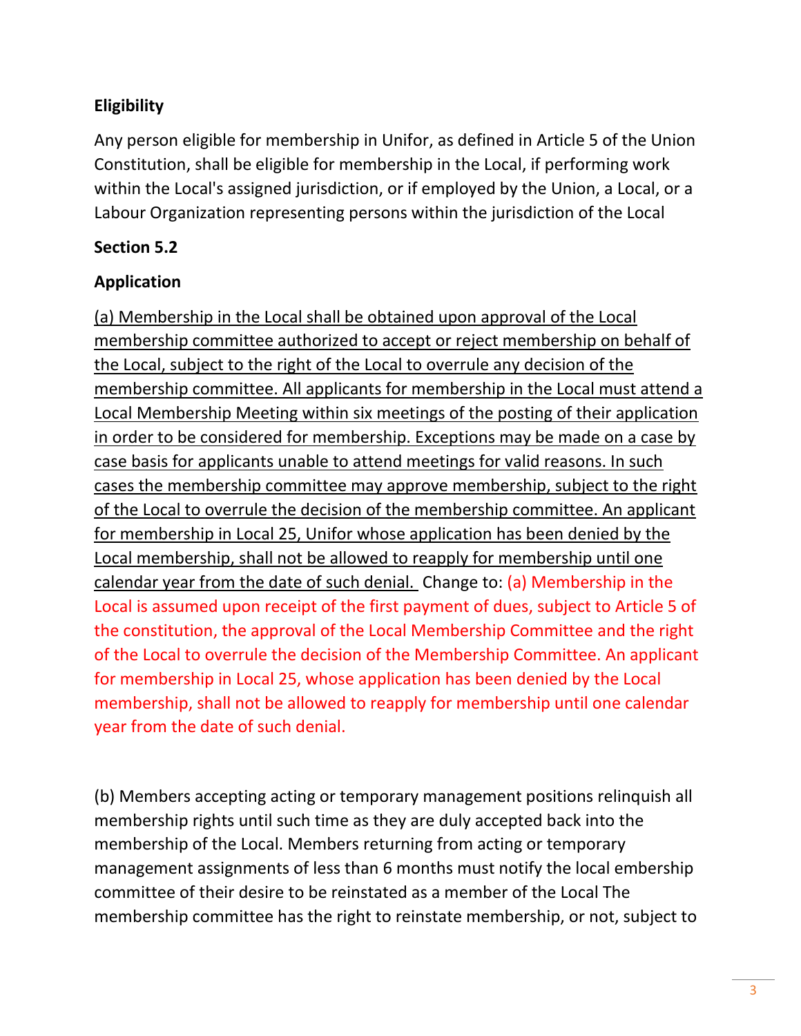**Eligibility**

Any person eligible for membership in Unifor, as defined in Article 5 of the Union Constitution, shall be eligible for membership in the Local, if performing work within the Local's assigned jurisdiction, or if employed by the Union, a Local, or a Labour Organization representing persons within the jurisdiction of the Local

**Section 5.2**

**Application**

<u>(a) Membership in the Local shall be obtained upon approval of the Local membership committee authorized to accept or reject membership on behalf of the Local, subject to the right of the Local to overrule any decision of the membership committee. All applicants for membership in the Local must attend a Local Membership Meeting within six meetings of the posting of their application in order to be considered for membership. Exceptions may be made on a case by case basis for applicants unable to attend meetings for valid reasons. In such cases the membership committee may approve membership, subject to the right of the Local to overrule the decision of the membership committee. An applicant for membership in Local 25, Unifor whose application has been denied by the Local membership, shall not be allowed to reapply for membership until one calendar year from the date of such denial.</u> Change to: (a) Membership in the Local is assumed upon receipt of the first payment of dues, subject to Article 5 of the constitution, the approval of the Local Membership Committee and the right of the Local to overrule the decision of the Membership Committee. An applicant for membership in Local 25, whose application has been denied by the Local membership, shall not be allowed to reapply for membership until one calendar year from the date of such denial.

(b) Members accepting acting or temporary management positions relinquish all membership rights until such time as they are duly accepted back into the membership of the Local. Members returning from acting or temporary management assignments of less than 6 months must notify the local embership committee of their desire to be reinstated as a member of the Local The membership committee has the right to reinstate membership, or not, subject to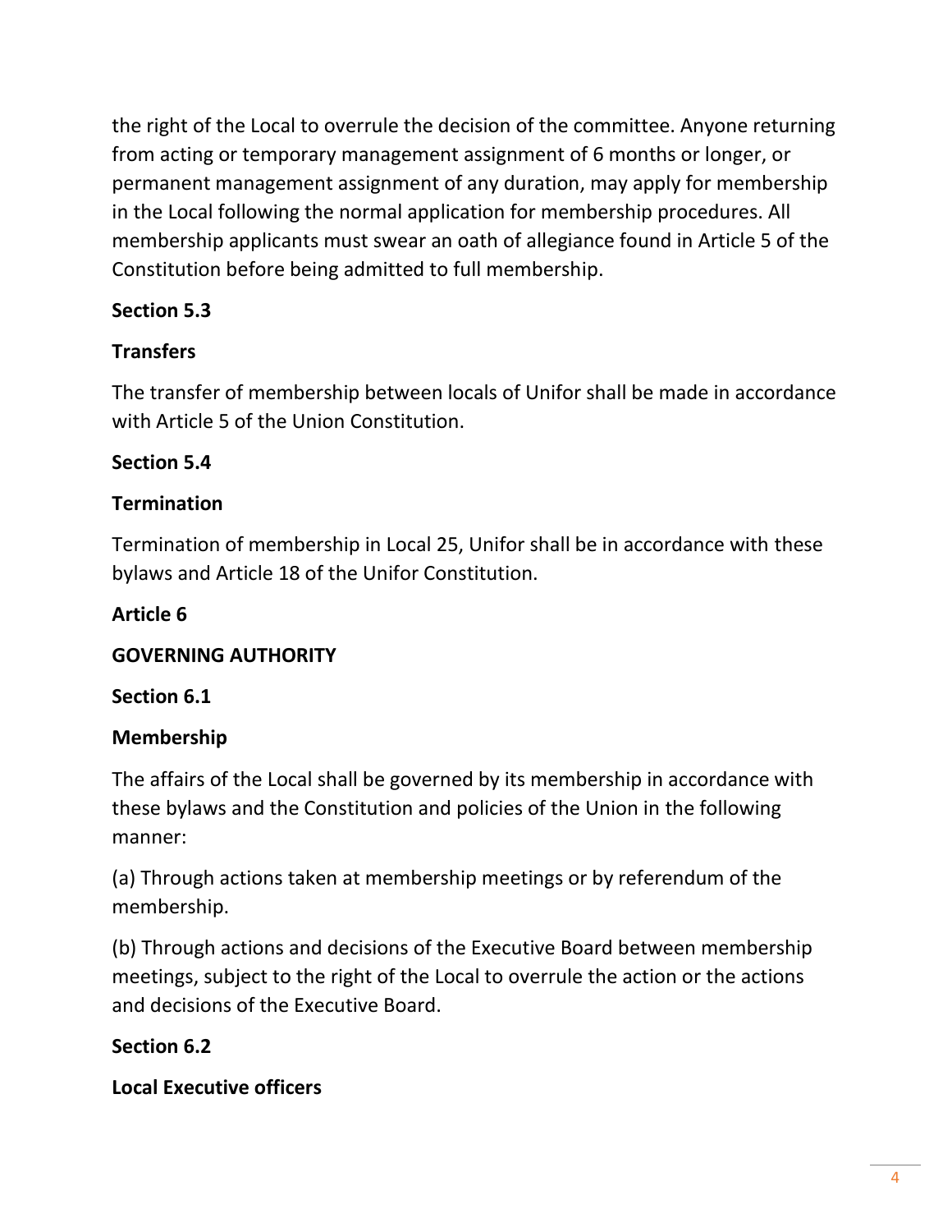the right of the Local to overrule the decision of the committee. Anyone returning from acting or temporary management assignment of 6 months or longer, or permanent management assignment of any duration, may apply for membership in the Local following the normal application for membership procedures. All membership applicants must swear an oath of allegiance found in Article 5 of the Constitution before being admitted to full membership.

**Section 5.3**

**Transfers**

The transfer of membership between locals of Unifor shall be made in accordance with Article 5 of the Union Constitution.

**Section 5.4**

**Termination**

Termination of membership in Local 25, Unifor shall be in accordance with these bylaws and Article 18 of the Unifor Constitution.

**Article 6**

**GOVERNING AUTHORITY**

**Section 6.1**

**Membership**

The affairs of the Local shall be governed by its membership in accordance with these bylaws and the Constitution and policies of the Union in the following manner:

(a) Through actions taken at membership meetings or by referendum of the membership.

(b) Through actions and decisions of the Executive Board between membership meetings, subject to the right of the Local to overrule the action or the actions and decisions of the Executive Board.

**Section 6.2**

**Local Executive officers**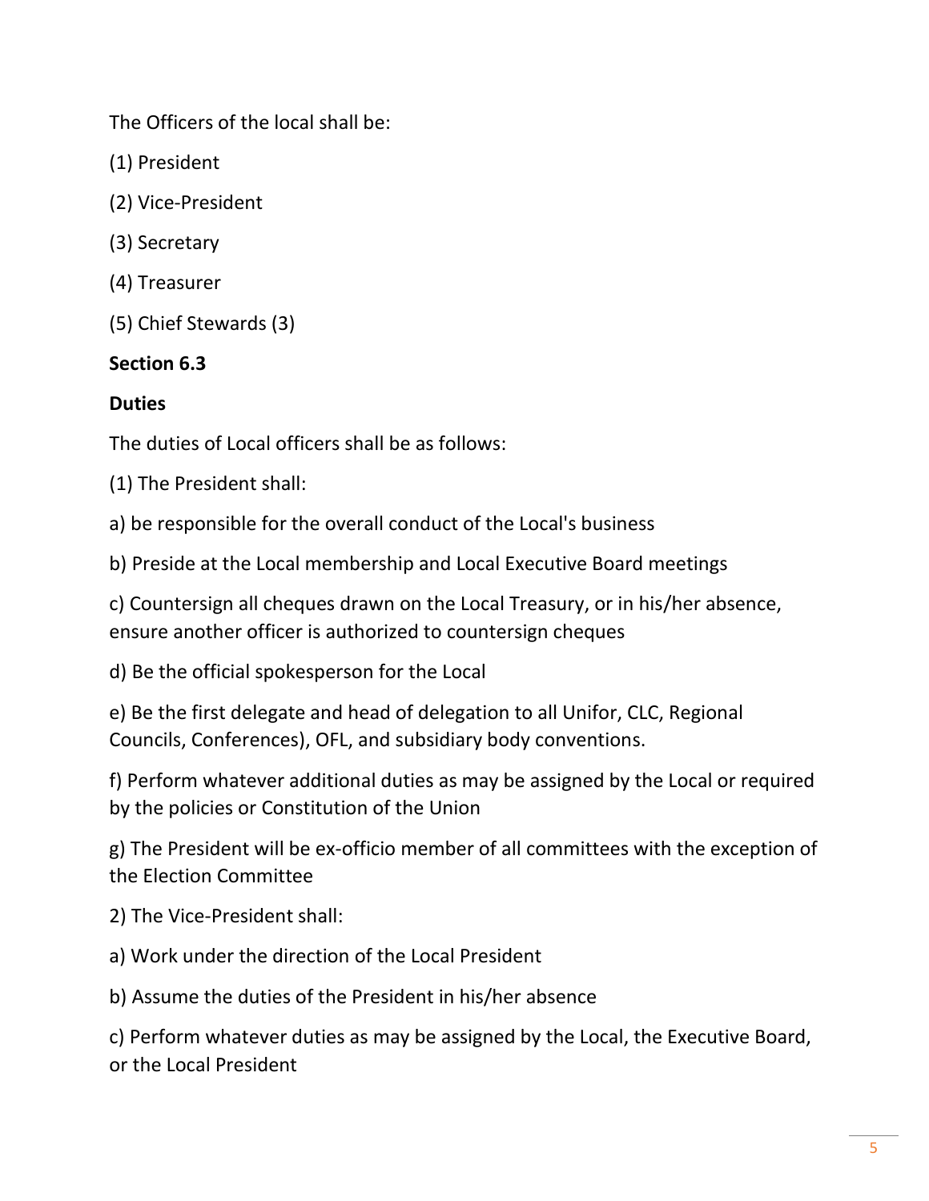The Officers of the local shall be:

(1) President

(2) Vice-President

(3) Secretary

(4) Treasurer

(5) Chief Stewards (3)

**Section 6.3**

**Duties**

The duties of Local officers shall be as follows:

(1) The President shall:

a) be responsible for the overall conduct of the Local's business

b) Preside at the Local membership and Local Executive Board meetings

c) Countersign all cheques drawn on the Local Treasury, or in his/her absence, ensure another officer is authorized to countersign cheques

d) Be the official spokesperson for the Local

e) Be the first delegate and head of delegation to all Unifor, CLC, Regional Councils, Conferences), OFL, and subsidiary body conventions.

f) Perform whatever additional duties as may be assigned by the Local or required by the policies or Constitution of the Union

g) The President will be ex-officio member of all committees with the exception of the Election Committee

2) The Vice-President shall:

a) Work under the direction of the Local President

b) Assume the duties of the President in his/her absence

c) Perform whatever duties as may be assigned by the Local, the Executive Board, or the Local President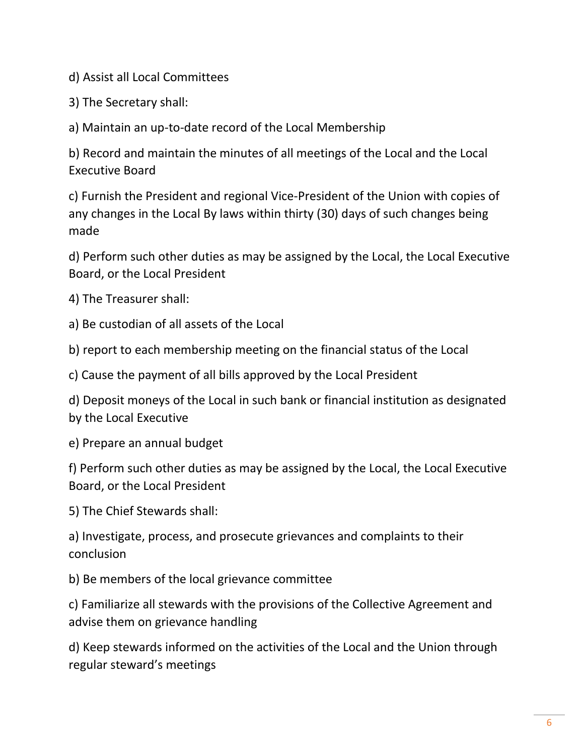d) Assist all Local Committees

3) The Secretary shall:

a) Maintain an up-to-date record of the Local Membership

b) Record and maintain the minutes of all meetings of the Local and the Local Executive Board

c) Furnish the President and regional Vice-President of the Union with copies of any changes in the Local By laws within thirty (30) days of such changes being made

d) Perform such other duties as may be assigned by the Local, the Local Executive Board, or the Local President

4) The Treasurer shall:

a) Be custodian of all assets of the Local

b) report to each membership meeting on the financial status of the Local

c) Cause the payment of all bills approved by the Local President

d) Deposit moneys of the Local in such bank or financial institution as designated by the Local Executive

e) Prepare an annual budget

f) Perform such other duties as may be assigned by the Local, the Local Executive Board, or the Local President

5) The Chief Stewards shall:

a) Investigate, process, and prosecute grievances and complaints to their conclusion

b) Be members of the local grievance committee

c) Familiarize all stewards with the provisions of the Collective Agreement and advise them on grievance handling

d) Keep stewards informed on the activities of the Local and the Union through regular steward's meetings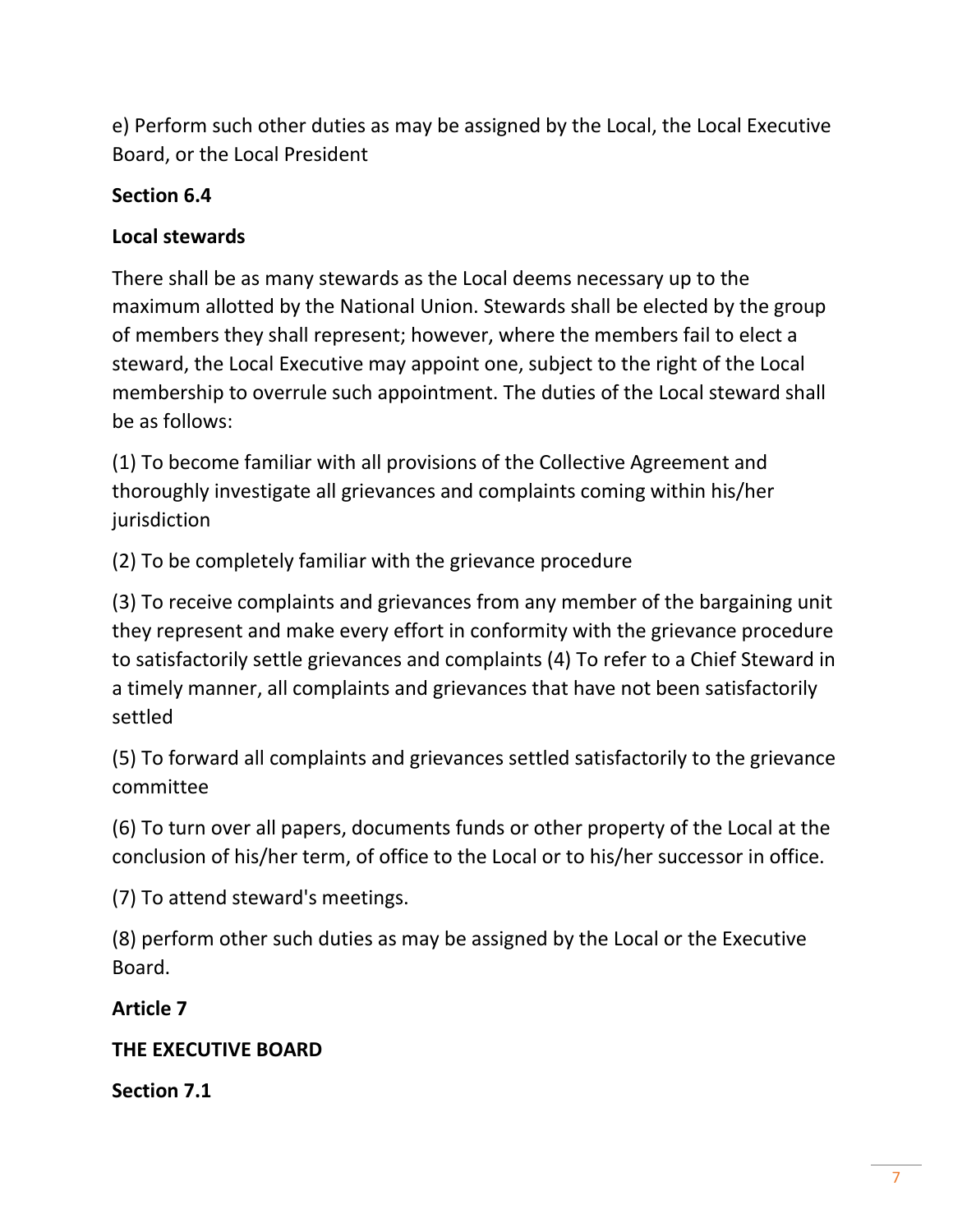e) Perform such other duties as may be assigned by the Local, the Local Executive Board, or the Local President

**Section 6.4**

**Local stewards**

There shall be as many stewards as the Local deems necessary up to the maximum allotted by the National Union. Stewards shall be elected by the group of members they shall represent; however, where the members fail to elect a steward, the Local Executive may appoint one, subject to the right of the Local membership to overrule such appointment. The duties of the Local steward shall be as follows:

(1) To become familiar with all provisions of the Collective Agreement and thoroughly investigate all grievances and complaints coming within his/her jurisdiction

(2) To be completely familiar with the grievance procedure

(3) To receive complaints and grievances from any member of the bargaining unit they represent and make every effort in conformity with the grievance procedure to satisfactorily settle grievances and complaints (4) To refer to a Chief Steward in a timely manner, all complaints and grievances that have not been satisfactorily settled

(5) To forward all complaints and grievances settled satisfactorily to the grievance committee

(6) To turn over all papers, documents funds or other property of the Local at the conclusion of his/her term, of office to the Local or to his/her successor in office.

(7) To attend steward's meetings.

(8) perform other such duties as may be assigned by the Local or the Executive Board.

**Article 7**

**THE EXECUTIVE BOARD**

**Section 7.1**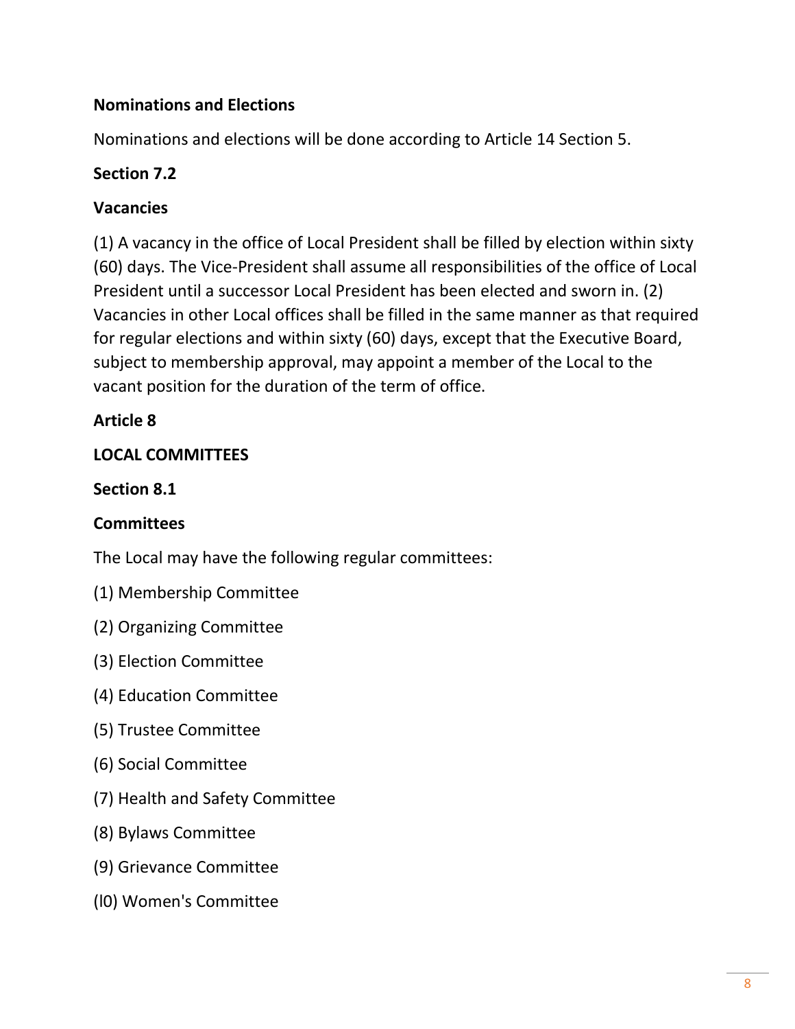**Nominations and Elections**

Nominations and elections will be done according to Article 14 Section 5.

**Section 7.2**

**Vacancies**

(1) A vacancy in the office of Local President shall be filled by election within sixty (60) days. The Vice-President shall assume all responsibilities of the office of Local President until a successor Local President has been elected and sworn in. (2) Vacancies in other Local offices shall be filled in the same manner as that required for regular elections and within sixty (60) days, except that the Executive Board, subject to membership approval, may appoint a member of the Local to the vacant position for the duration of the term of office.

## Article 8

## LOCAL COMMITTEES

**Section 8.1**

**Committees**

The Local may have the following regular committees:

(1) Membership Committee

(2) Organizing Committee

(3) Election Committee

(4) Education Committee

(5) Trustee Committee

(6) Social Committee

(7) Health and Safety Committee

(8) Bylaws Committee

(9) Grievance Committee

(l0) Women's Committee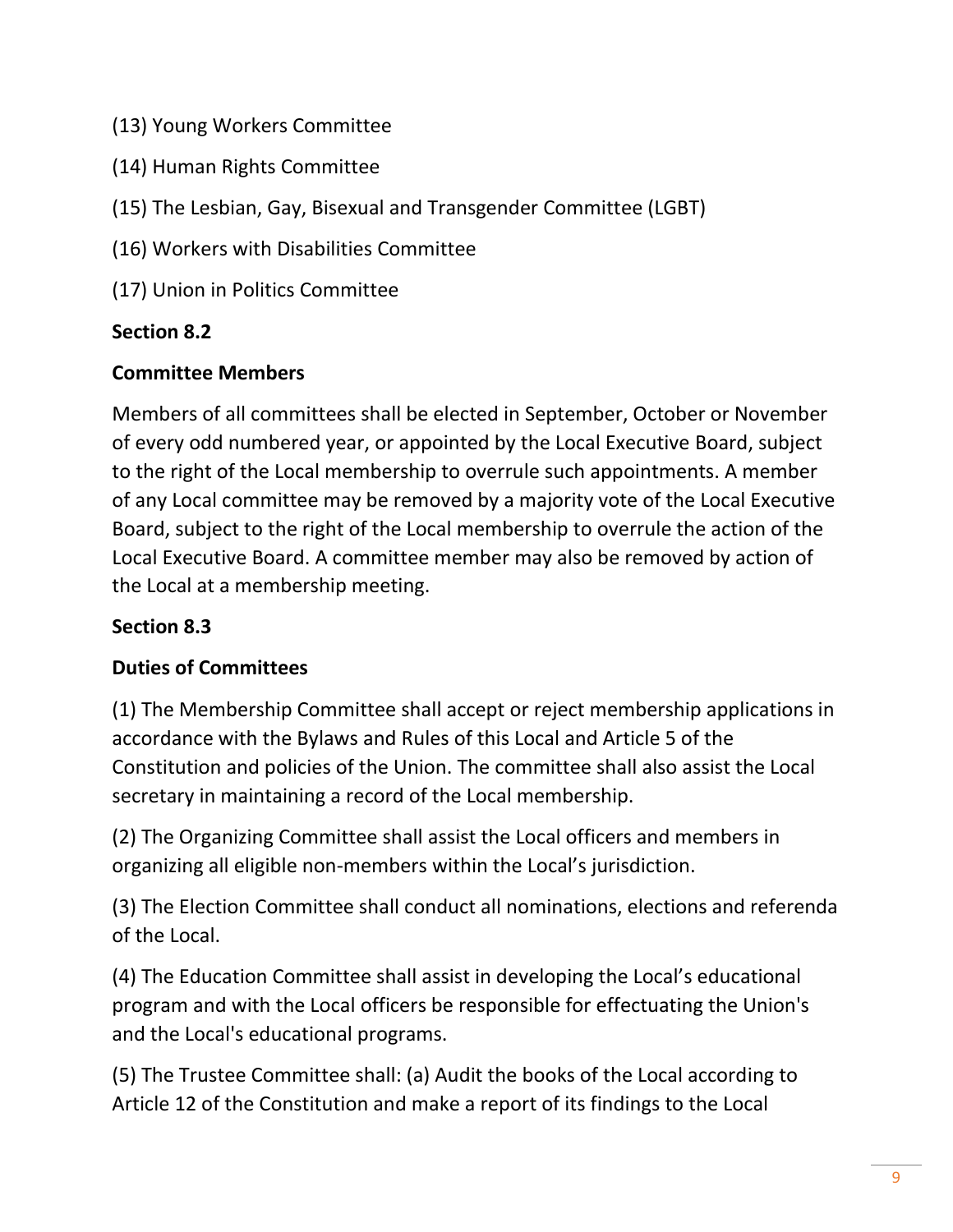(13) Young Workers Committee

(14) Human Rights Committee

(15) The Lesbian, Gay, Bisexual and Transgender Committee (LGBT)

(16) Workers with Disabilities Committee

(17) Union in Politics Committee

**Section 8.2**

**Committee Members**

Members of all committees shall be elected in September, October or November of every odd numbered year, or appointed by the Local Executive Board, subject to the right of the Local membership to overrule such appointments. A member of any Local committee may be removed by a majority vote of the Local Executive Board, subject to the right of the Local membership to overrule the action of the Local Executive Board. A committee member may also be removed by action of the Local at a membership meeting.

**Section 8.3**

**Duties of Committees**

(1) The Membership Committee shall accept or reject membership applications in accordance with the Bylaws and Rules of this Local and Article 5 of the Constitution and policies of the Union. The committee shall also assist the Local secretary in maintaining a record of the Local membership.

(2) The Organizing Committee shall assist the Local officers and members in organizing all eligible non-members within the Local's jurisdiction.

(3) The Election Committee shall conduct all nominations, elections and referenda of the Local.

(4) The Education Committee shall assist in developing the Local's educational program and with the Local officers be responsible for effectuating the Union's and the Local's educational programs.

(5) The Trustee Committee shall: (a) Audit the books of the Local according to Article 12 of the Constitution and make a report of its findings to the Local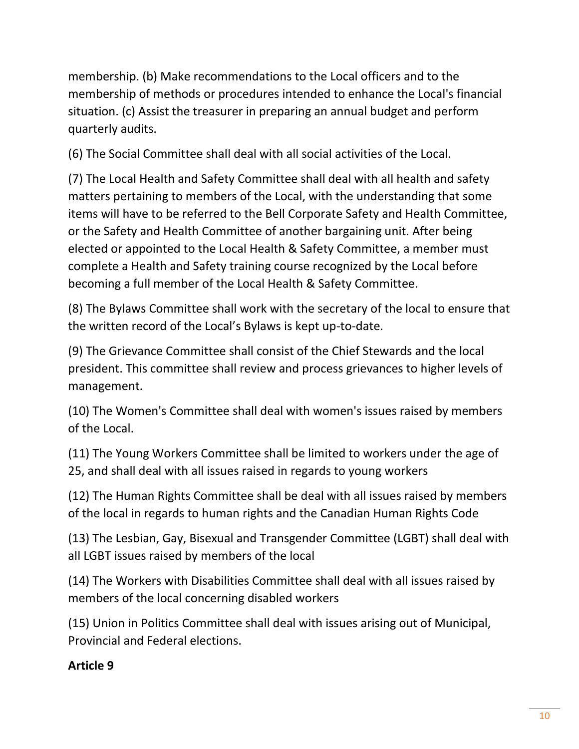membership. (b) Make recommendations to the Local officers and to the membership of methods or procedures intended to enhance the Local's financial situation. (c) Assist the treasurer in preparing an annual budget and perform quarterly audits.

(6) The Social Committee shall deal with all social activities of the Local.

(7) The Local Health and Safety Committee shall deal with all health and safety matters pertaining to members of the Local, with the understanding that some items will have to be referred to the Bell Corporate Safety and Health Committee, or the Safety and Health Committee of another bargaining unit. After being elected or appointed to the Local Health & Safety Committee, a member must complete a Health and Safety training course recognized by the Local before becoming a full member of the Local Health & Safety Committee.

(8) The Bylaws Committee shall work with the secretary of the local to ensure that the written record of the Local's Bylaws is kept up-to-date.

(9) The Grievance Committee shall consist of the Chief Stewards and the local president. This committee shall review and process grievances to higher levels of management.

(10) The Women's Committee shall deal with women's issues raised by members of the Local.

(11) The Young Workers Committee shall be limited to workers under the age of 25, and shall deal with all issues raised in regards to young workers

(12) The Human Rights Committee shall be deal with all issues raised by members of the local in regards to human rights and the Canadian Human Rights Code

(13) The Lesbian, Gay, Bisexual and Transgender Committee (LGBT) shall deal with all LGBT issues raised by members of the local

(14) The Workers with Disabilities Committee shall deal with all issues raised by members of the local concerning disabled workers

(15) Union in Politics Committee shall deal with issues arising out of Municipal, Provincial and Federal elections.

**Article 9**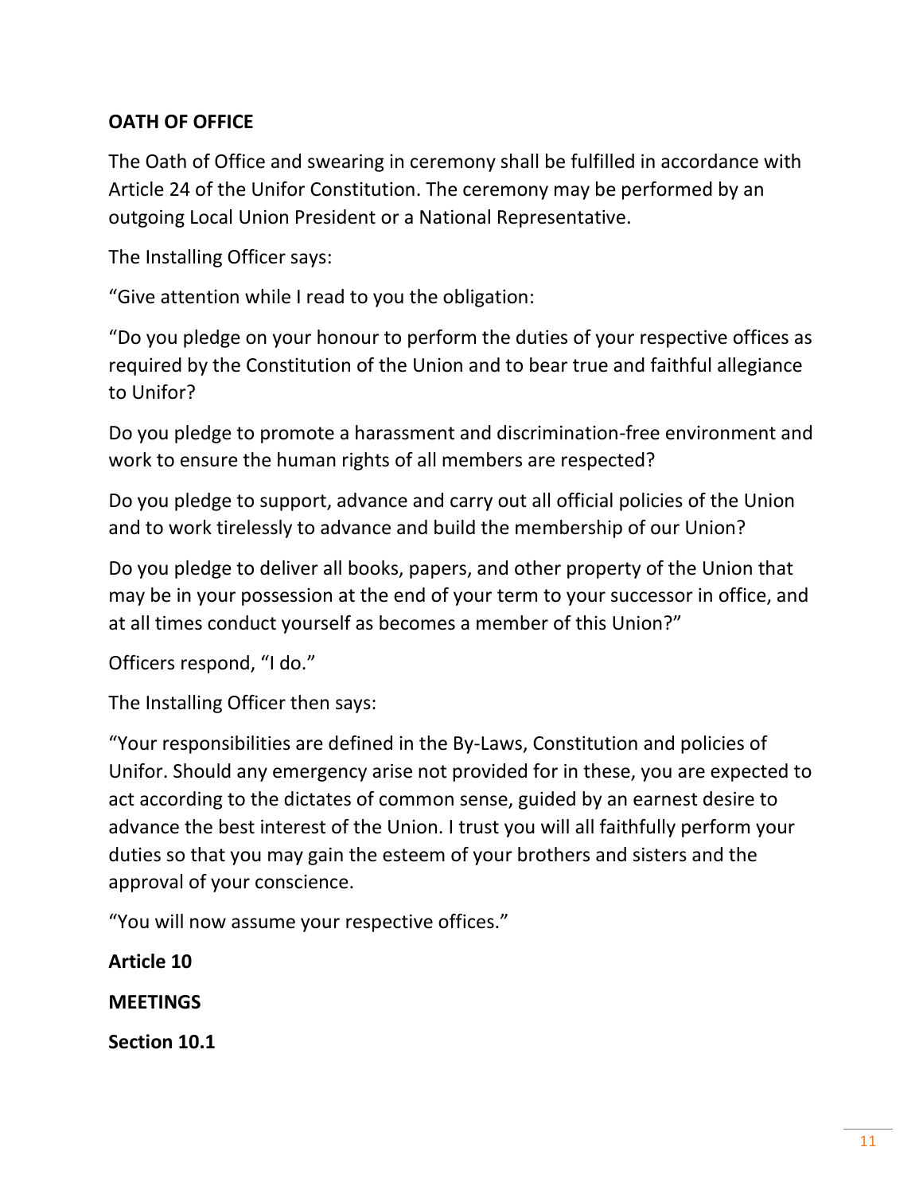**OATH OF OFFICE**

The Oath of Office and swearing in ceremony shall be fulfilled in accordance with Article 24 of the Unifor Constitution. The ceremony may be performed by an outgoing Local Union President or a National Representative.

The Installing Officer says:

"Give attention while I read to you the obligation:

"Do you pledge on your honour to perform the duties of your respective offices as required by the Constitution of the Union and to bear true and faithful allegiance to Unifor?

Do you pledge to promote a harassment and discrimination-free environment and work to ensure the human rights of all members are respected?

Do you pledge to support, advance and carry out all official policies of the Union and to work tirelessly to advance and build the membership of our Union?

Do you pledge to deliver all books, papers, and other property of the Union that may be in your possession at the end of your term to your successor in office, and at all times conduct yourself as becomes a member of this Union?"

Officers respond, "I do."

The Installing Officer then says:

"Your responsibilities are defined in the By-Laws, Constitution and policies of Unifor. Should any emergency arise not provided for in these, you are expected to act according to the dictates of common sense, guided by an earnest desire to advance the best interest of the Union. I trust you will all faithfully perform your duties so that you may gain the esteem of your brothers and sisters and the approval of your conscience.

"You will now assume your respective offices."

**Article 10**

**MEETINGS**

**Section 10.1**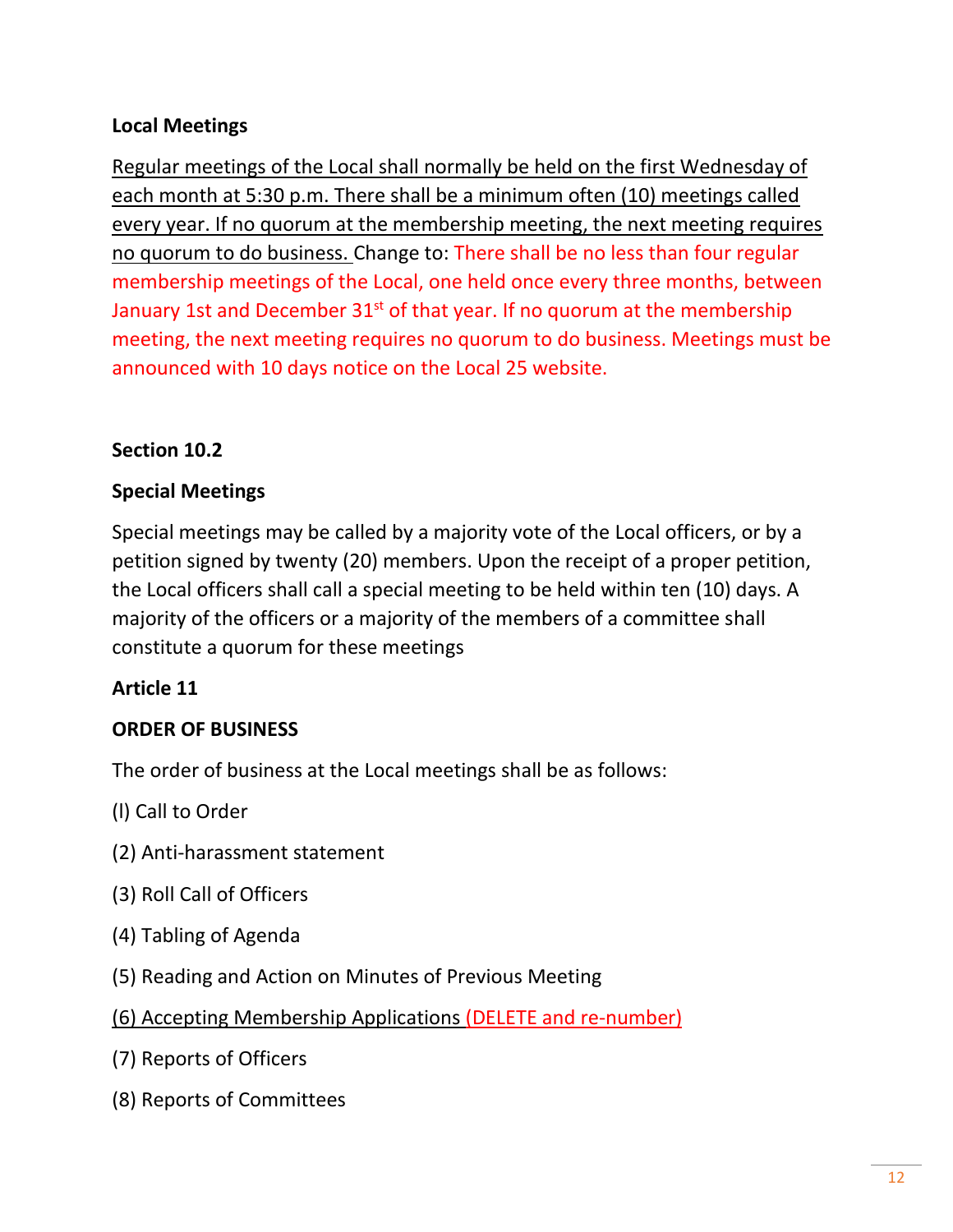**Local Meetings**

Regular meetings of the Local shall normally be held on the first Wednesday of each month at 5:30 p.m. There shall be a minimum often (10) meetings called every year. If no quorum at the membership meeting, the next meeting requires no quorum to do business. Change to: There shall be no less than four regular membership meetings of the Local, one held once every three months, between January 1st and December 31st of that year. If no quorum at the membership meeting, the next meeting requires no quorum to do business. Meetings must be announced with 10 days notice on the Local 25 website.

**Section 10.2**

**Special Meetings**

Special meetings may be called by a majority vote of the Local officers, or by a petition signed by twenty (20) members. Upon the receipt of a proper petition, the Local officers shall call a special meeting to be held within ten (10) days. A majority of the officers or a majority of the members of a committee shall constitute a quorum for these meetings

**Article 11**

**ORDER OF BUSINESS**

The order of business at the Local meetings shall be as follows:

(l) Call to Order

(2) Anti-harassment statement

(3) Roll Call of Officers

(4) Tabling of Agenda

(5) Reading and Action on Minutes of Previous Meeting

(6) Accepting Membership Applications (DELETE and re-number)

(7) Reports of Officers

(8) Reports of Committees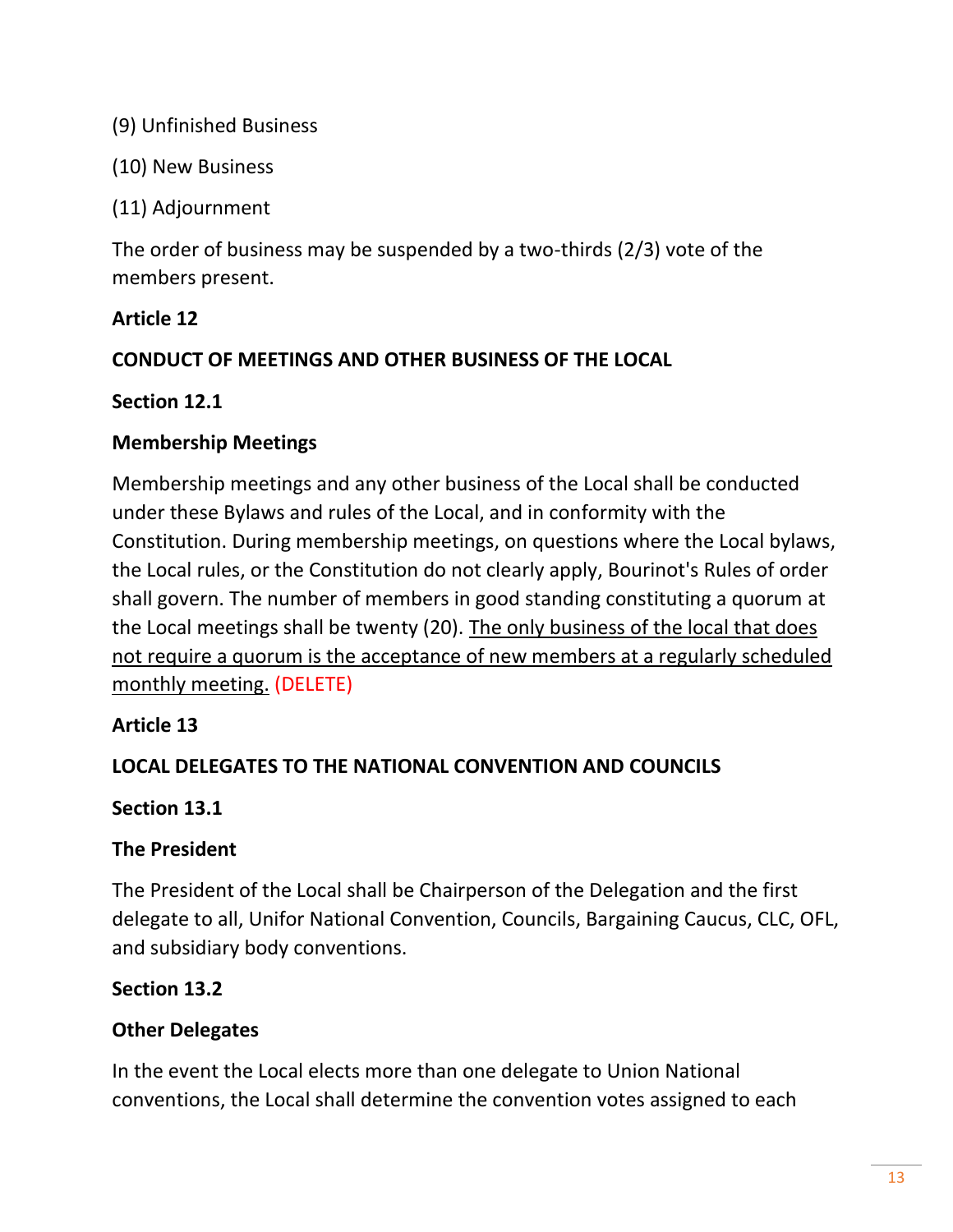(9) Unfinished Business

(10) New Business

(11) Adjournment

The order of business may be suspended by a two-thirds (2/3) vote of the members present.

**Article 12**

**CONDUCT OF MEETINGS AND OTHER BUSINESS OF THE LOCAL**

**Section 12.1**

**Membership Meetings**

Membership meetings and any other business of the Local shall be conducted under these Bylaws and rules of the Local, and in conformity with the Constitution. During membership meetings, on questions where the Local bylaws, the Local rules, or the Constitution do not clearly apply, Bourinot's Rules of order shall govern. The number of members in good standing constituting a quorum at the Local meetings shall be twenty (20). <u>The only business of the local that does not require a quorum is the acceptance of new members at a regularly scheduled monthly meeting.</u> (DELETE)

**Article 13**

**LOCAL DELEGATES TO THE NATIONAL CONVENTION AND COUNCILS**

**Section 13.1**

**The President**

The President of the Local shall be Chairperson of the Delegation and the first delegate to all, Unifor National Convention, Councils, Bargaining Caucus, CLC, OFL, and subsidiary body conventions.

**Section 13.2**

**Other Delegates**

In the event the Local elects more than one delegate to Union National conventions, the Local shall determine the convention votes assigned to each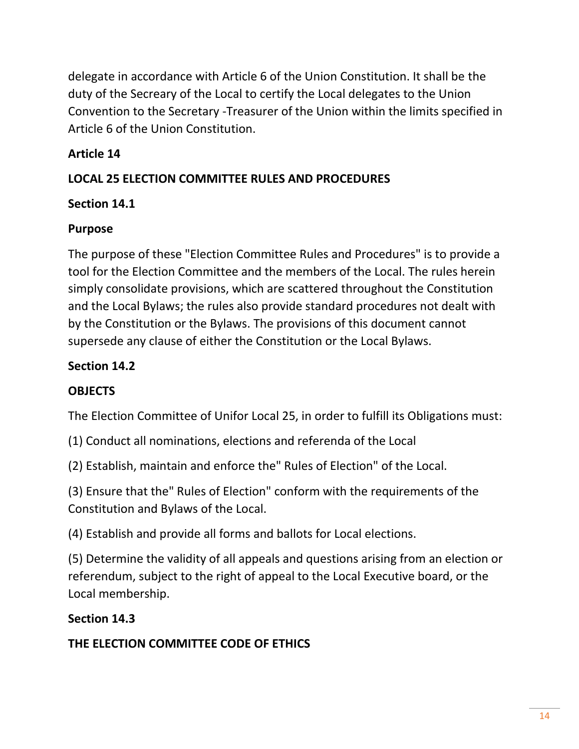delegate in accordance with Article 6 of the Union Constitution. It shall be the duty of the Secreary of the Local to certify the Local delegates to the Union Convention to the Secretary -Treasurer of the Union within the limits specified in Article 6 of the Union Constitution.

**Article 14**

**LOCAL 25 ELECTION COMMITTEE RULES AND PROCEDURES**

**Section 14.1**

**Purpose**

The purpose of these "Election Committee Rules and Procedures" is to provide a tool for the Election Committee and the members of the Local. The rules herein simply consolidate provisions, which are scattered throughout the Constitution and the Local Bylaws; the rules also provide standard procedures not dealt with by the Constitution or the Bylaws. The provisions of this document cannot supersede any clause of either the Constitution or the Local Bylaws.

**Section 14.2**

**OBJECTS**

The Election Committee of Unifor Local 25, in order to fulfill its Obligations must:

(1) Conduct all nominations, elections and referenda of the Local

(2) Establish, maintain and enforce the" Rules of Election" of the Local.

(3) Ensure that the" Rules of Election" conform with the requirements of the Constitution and Bylaws of the Local.

(4) Establish and provide all forms and ballots for Local elections.

(5) Determine the validity of all appeals and questions arising from an election or referendum, subject to the right of appeal to the Local Executive board, or the Local membership.

**Section 14.3**

**THE ELECTION COMMITTEE CODE OF ETHICS**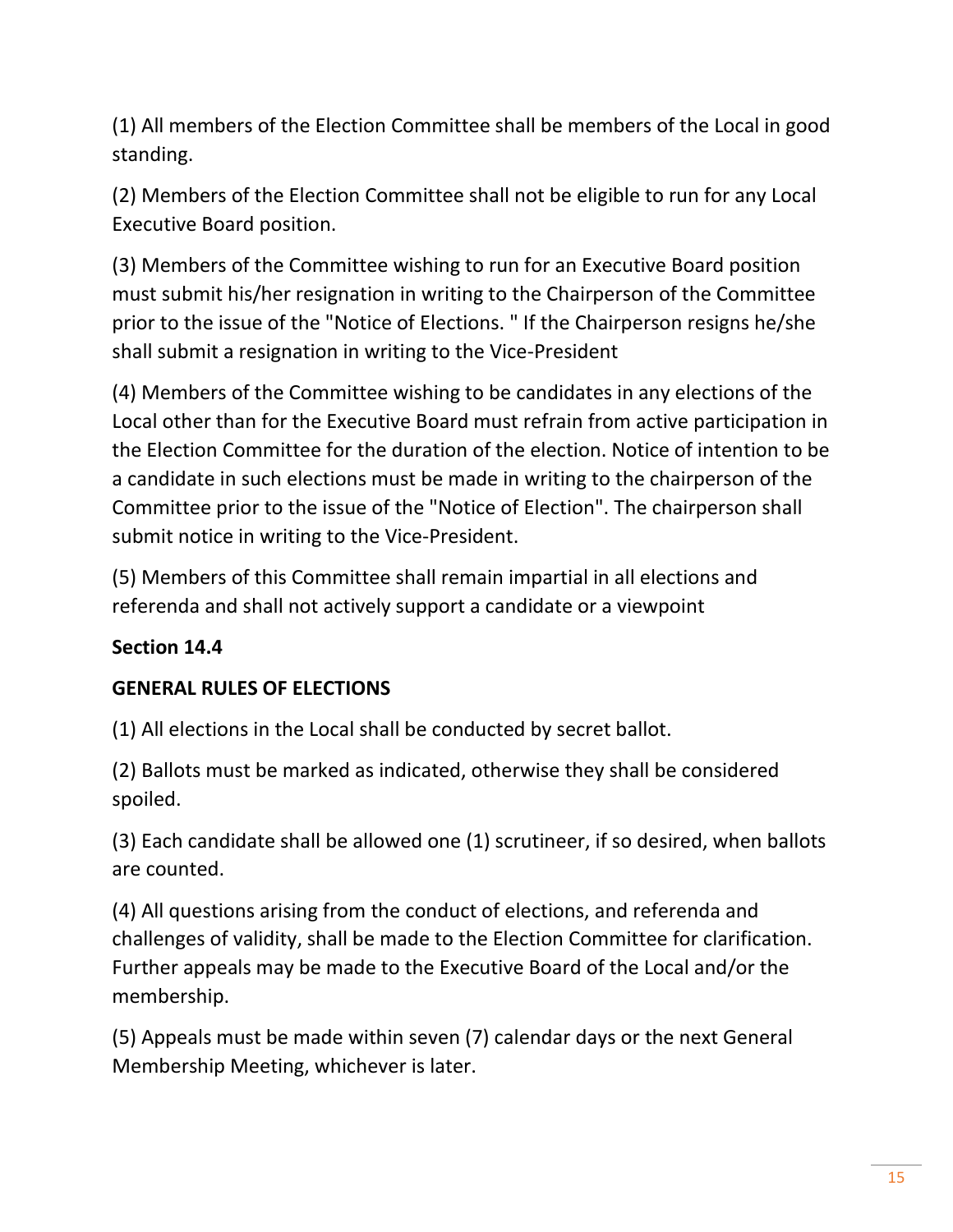(1) All members of the Election Committee shall be members of the Local in good standing.

(2) Members of the Election Committee shall not be eligible to run for any Local Executive Board position.

(3) Members of the Committee wishing to run for an Executive Board position must submit his/her resignation in writing to the Chairperson of the Committee prior to the issue of the "Notice of Elections. " If the Chairperson resigns he/she shall submit a resignation in writing to the Vice-President

(4) Members of the Committee wishing to be candidates in any elections of the Local other than for the Executive Board must refrain from active participation in the Election Committee for the duration of the election. Notice of intention to be a candidate in such elections must be made in writing to the chairperson of the Committee prior to the issue of the "Notice of Election". The chairperson shall submit notice in writing to the Vice-President.

(5) Members of this Committee shall remain impartial in all elections and referenda and shall not actively support a candidate or a viewpoint

**Section 14.4**

**GENERAL RULES OF ELECTIONS**

(1) All elections in the Local shall be conducted by secret ballot.

(2) Ballots must be marked as indicated, otherwise they shall be considered spoiled.

(3) Each candidate shall be allowed one (1) scrutineer, if so desired, when ballots are counted.

(4) All questions arising from the conduct of elections, and referenda and challenges of validity, shall be made to the Election Committee for clarification. Further appeals may be made to the Executive Board of the Local and/or the membership.

(5) Appeals must be made within seven (7) calendar days or the next General Membership Meeting, whichever is later.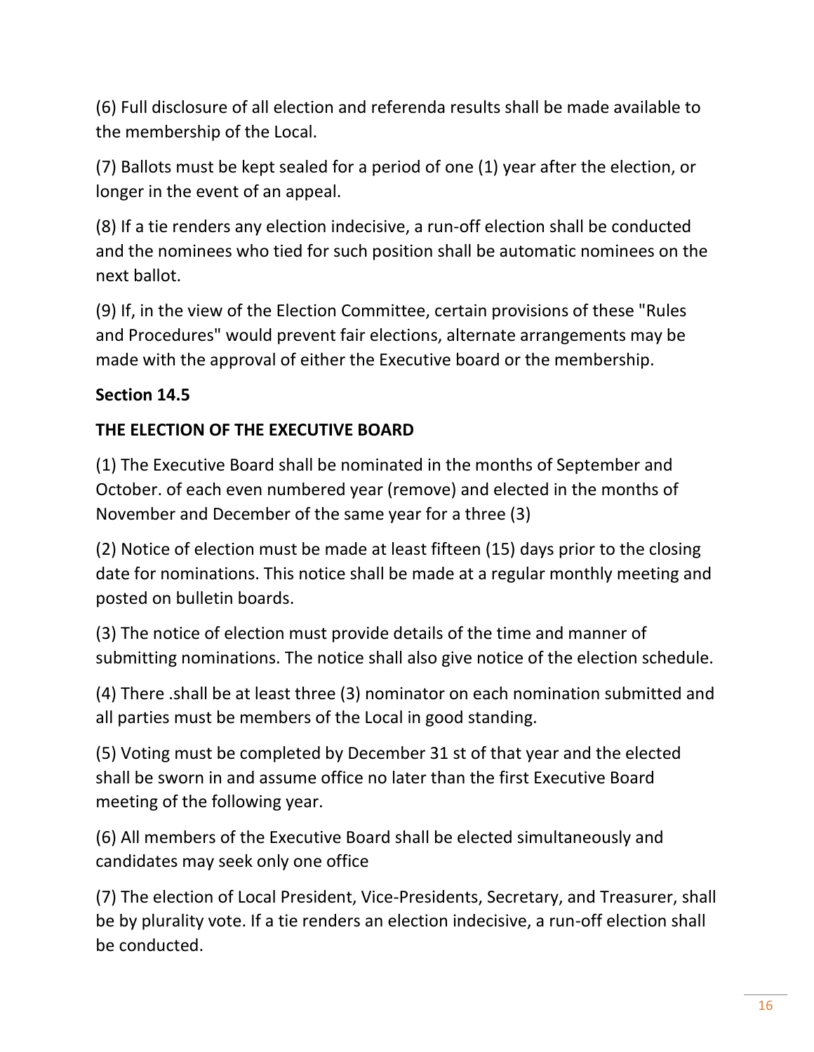(6) Full disclosure of all election and referenda results shall be made available to the membership of the Local.

(7) Ballots must be kept sealed for a period of one (1) year after the election, or longer in the event of an appeal.

(8) If a tie renders any election indecisive, a run-off election shall be conducted and the nominees who tied for such position shall be automatic nominees on the next ballot.

(9) If, in the view of the Election Committee, certain provisions of these "Rules and Procedures" would prevent fair elections, alternate arrangements may be made with the approval of either the Executive board or the membership.

**Section 14.5**

**THE ELECTION OF THE EXECUTIVE BOARD**

(1) The Executive Board shall be nominated in the months of September and October. of each even numbered year (remove) and elected in the months of November and December of the same year for a three (3)

(2) Notice of election must be made at least fifteen (15) days prior to the closing date for nominations. This notice shall be made at a regular monthly meeting and posted on bulletin boards.

(3) The notice of election must provide details of the time and manner of submitting nominations. The notice shall also give notice of the election schedule.

(4) There .shall be at least three (3) nominator on each nomination submitted and all parties must be members of the Local in good standing.

(5) Voting must be completed by December 31 st of that year and the elected shall be sworn in and assume office no later than the first Executive Board meeting of the following year.

(6) All members of the Executive Board shall be elected simultaneously and candidates may seek only one office

(7) The election of Local President, Vice-Presidents, Secretary, and Treasurer, shall be by plurality vote. If a tie renders an election indecisive, a run-off election shall be conducted.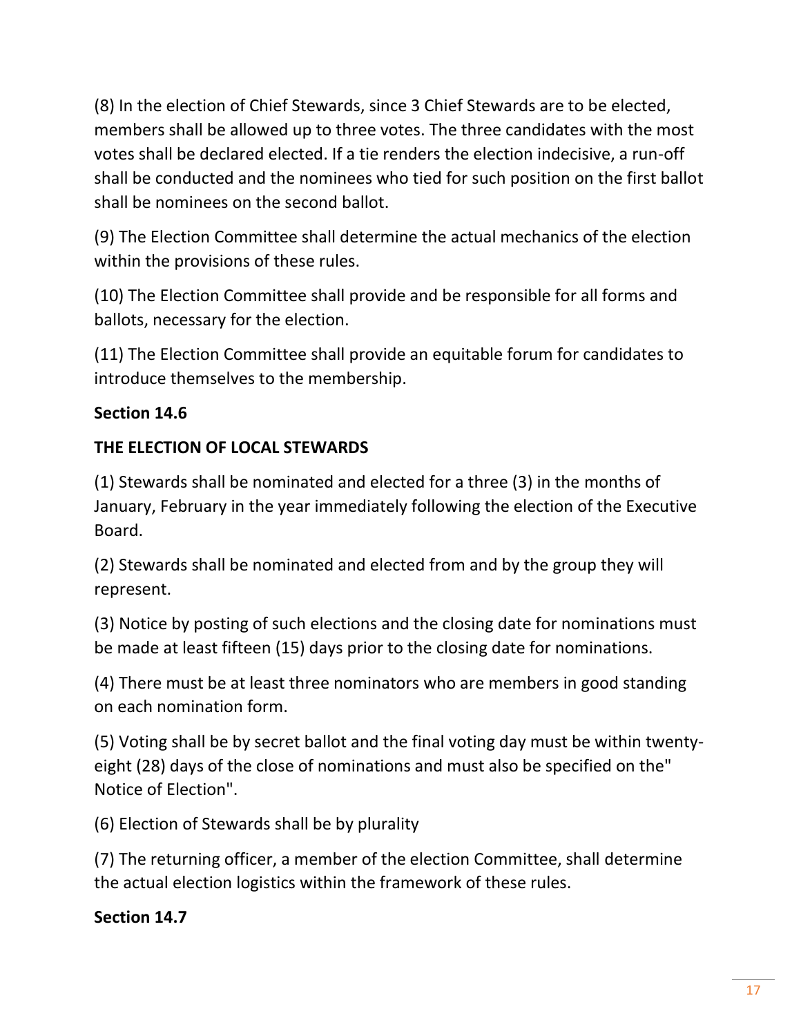(8) In the election of Chief Stewards, since 3 Chief Stewards are to be elected, members shall be allowed up to three votes. The three candidates with the most votes shall be declared elected. If a tie renders the election indecisive, a run-off shall be conducted and the nominees who tied for such position on the first ballot shall be nominees on the second ballot.

(9) The Election Committee shall determine the actual mechanics of the election within the provisions of these rules.

(10) The Election Committee shall provide and be responsible for all forms and ballots, necessary for the election.

(11) The Election Committee shall provide an equitable forum for candidates to introduce themselves to the membership.

**Section 14.6**

**THE ELECTION OF LOCAL STEWARDS**

(1) Stewards shall be nominated and elected for a three (3) in the months of January, February in the year immediately following the election of the Executive Board.

(2) Stewards shall be nominated and elected from and by the group they will represent.

(3) Notice by posting of such elections and the closing date for nominations must be made at least fifteen (15) days prior to the closing date for nominations.

(4) There must be at least three nominators who are members in good standing on each nomination form.

(5) Voting shall be by secret ballot and the final voting day must be within twenty-eight (28) days of the close of nominations and must also be specified on the" Notice of Election".

(6) Election of Stewards shall be by plurality

(7) The returning officer, a member of the election Committee, shall determine the actual election logistics within the framework of these rules.

**Section 14.7**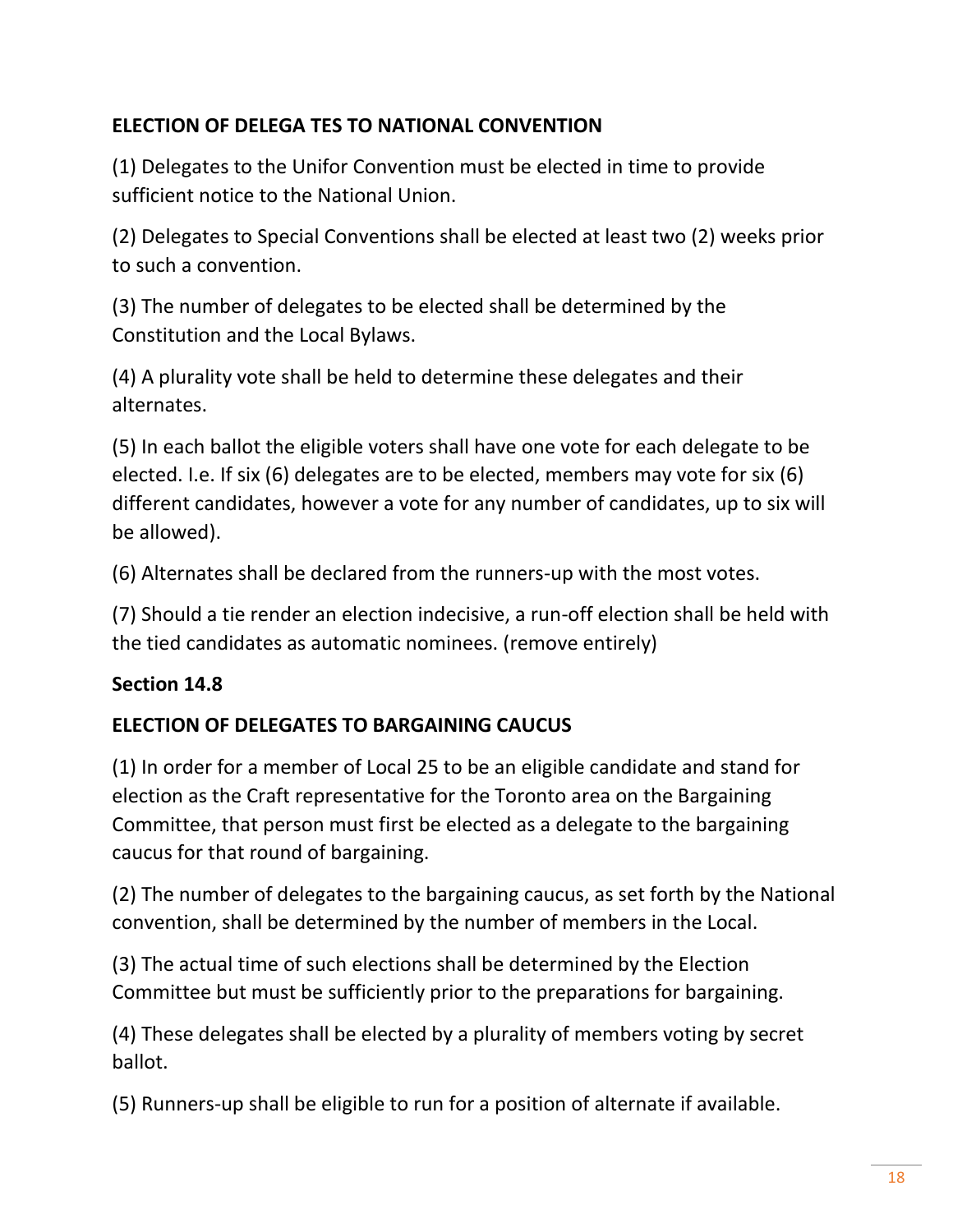**ELECTION OF DELEGA TES TO NATIONAL CONVENTION**

(1) Delegates to the Unifor Convention must be elected in time to provide sufficient notice to the National Union.

(2) Delegates to Special Conventions shall be elected at least two (2) weeks prior to such a convention.

(3) The number of delegates to be elected shall be determined by the Constitution and the Local Bylaws.

(4) A plurality vote shall be held to determine these delegates and their alternates.

(5) In each ballot the eligible voters shall have one vote for each delegate to be elected. I.e. If six (6) delegates are to be elected, members may vote for six (6) different candidates, however a vote for any number of candidates, up to six will be allowed).

(6) Alternates shall be declared from the runners-up with the most votes.

(7) Should a tie render an election indecisive, a run-off election shall be held with the tied candidates as automatic nominees. (remove entirely)

**Section 14.8**

**ELECTION OF DELEGATES TO BARGAINING CAUCUS**

(1) In order for a member of Local 25 to be an eligible candidate and stand for election as the Craft representative for the Toronto area on the Bargaining Committee, that person must first be elected as a delegate to the bargaining caucus for that round of bargaining.

(2) The number of delegates to the bargaining caucus, as set forth by the National convention, shall be determined by the number of members in the Local.

(3) The actual time of such elections shall be determined by the Election Committee but must be sufficiently prior to the preparations for bargaining.

(4) These delegates shall be elected by a plurality of members voting by secret ballot.

(5) Runners-up shall be eligible to run for a position of alternate if available.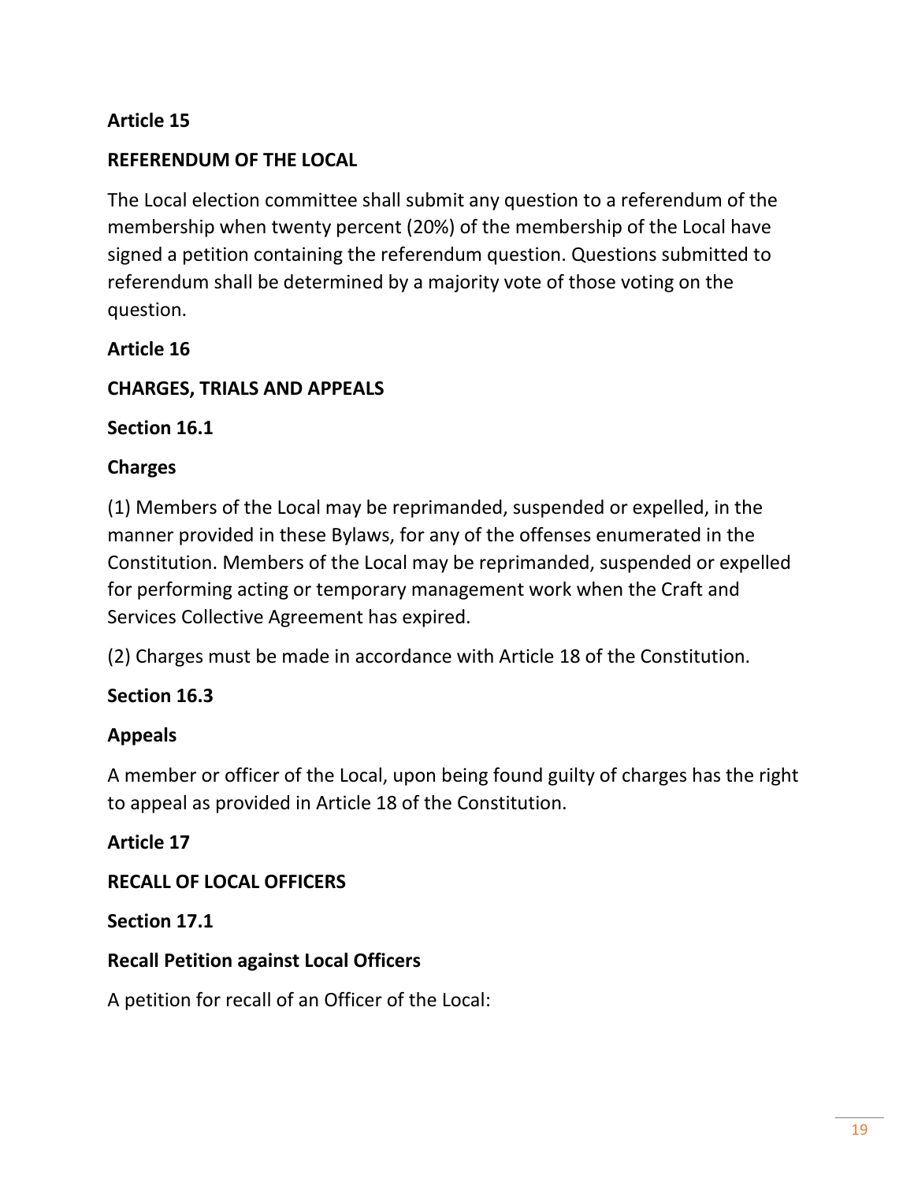**Article 15**

**REFERENDUM OF THE LOCAL**

The Local election committee shall submit any question to a referendum of the membership when twenty percent (20%) of the membership of the Local have signed a petition containing the referendum question. Questions submitted to referendum shall be determined by a majority vote of those voting on the question.

**Article 16**

**CHARGES, TRIALS AND APPEALS**

**Section 16.1**

**Charges**

(1) Members of the Local may be reprimanded, suspended or expelled, in the manner provided in these Bylaws, for any of the offenses enumerated in the Constitution. Members of the Local may be reprimanded, suspended or expelled for performing acting or temporary management work when the Craft and Services Collective Agreement has expired.

(2) Charges must be made in accordance with Article 18 of the Constitution.

**Section 16.3**

**Appeals**

A member or officer of the Local, upon being found guilty of charges has the right to appeal as provided in Article 18 of the Constitution.

**Article 17**

**RECALL OF LOCAL OFFICERS**

**Section 17.1**

**Recall Petition against Local Officers**

A petition for recall of an Officer of the Local: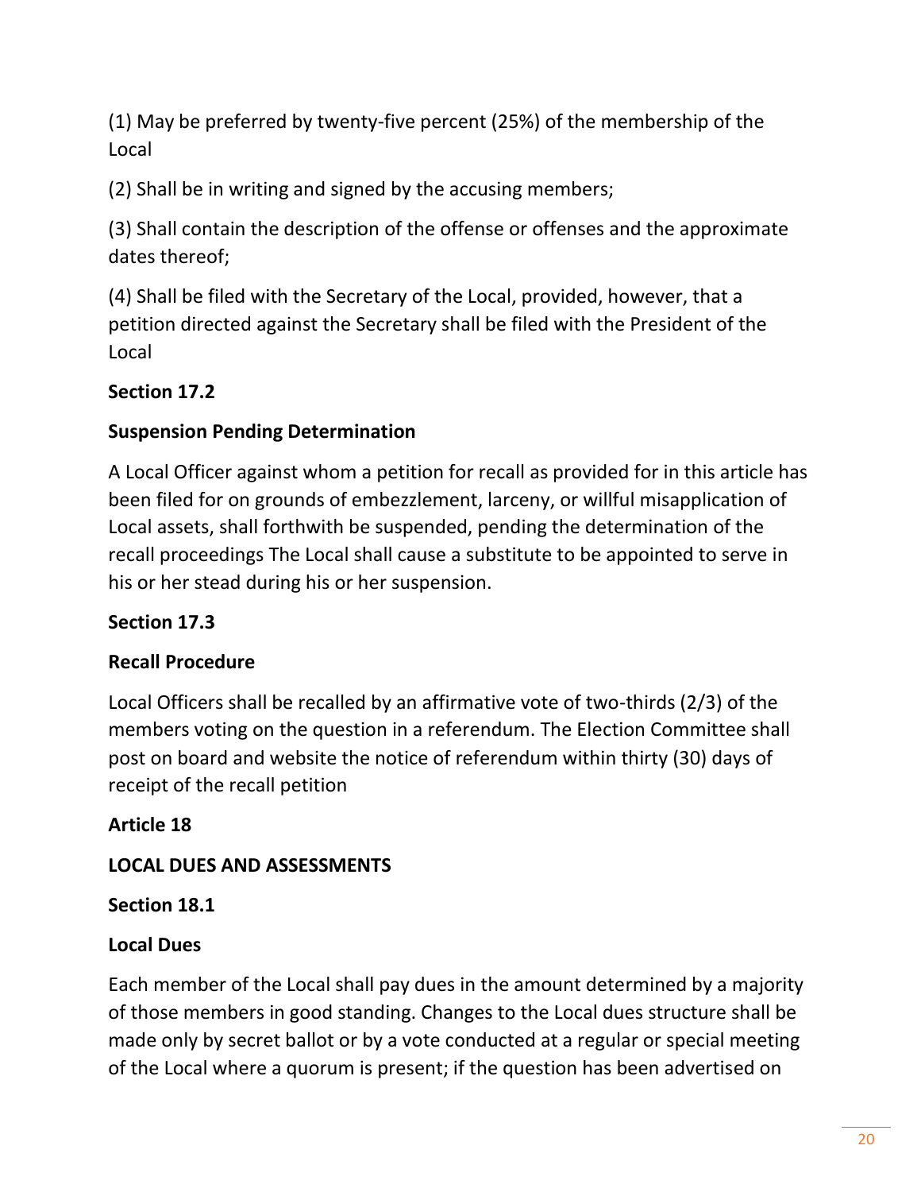(1) May be preferred by twenty-five percent (25%) of the membership of the Local

(2) Shall be in writing and signed by the accusing members;

(3) Shall contain the description of the offense or offenses and the approximate dates thereof;

(4) Shall be filed with the Secretary of the Local, provided, however, that a petition directed against the Secretary shall be filed with the President of the Local

**Section 17.2**

**Suspension Pending Determination**

A Local Officer against whom a petition for recall as provided for in this article has been filed for on grounds of embezzlement, larceny, or willful misapplication of Local assets, shall forthwith be suspended, pending the determination of the recall proceedings The Local shall cause a substitute to be appointed to serve in his or her stead during his or her suspension.

**Section 17.3**

**Recall Procedure**

Local Officers shall be recalled by an affirmative vote of two-thirds (2/3) of the members voting on the question in a referendum. The Election Committee shall post on board and website the notice of referendum within thirty (30) days of receipt of the recall petition

**Article 18**

**LOCAL DUES AND ASSESSMENTS**

**Section 18.1**

**Local Dues**

Each member of the Local shall pay dues in the amount determined by a majority of those members in good standing. Changes to the Local dues structure shall be made only by secret ballot or by a vote conducted at a regular or special meeting of the Local where a quorum is present; if the question has been advertised on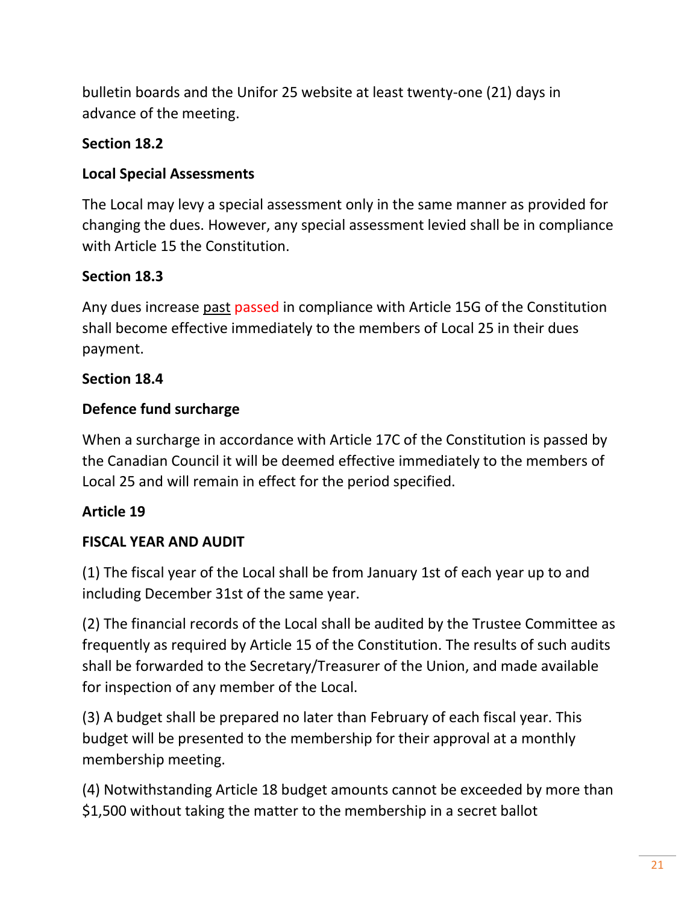bulletin boards and the Unifor 25 website at least twenty-one (21) days in advance of the meeting.

**Section 18.2**

**Local Special Assessments**

The Local may levy a special assessment only in the same manner as provided for changing the dues. However, any special assessment levied shall be in compliance with Article 15 the Constitution.

**Section 18.3**

Any dues increase past passed in compliance with Article 15G of the Constitution shall become effective immediately to the members of Local 25 in their dues payment.

**Section 18.4**

**Defence fund surcharge**

When a surcharge in accordance with Article 17C of the Constitution is passed by the Canadian Council it will be deemed effective immediately to the members of Local 25 and will remain in effect for the period specified.

**Article 19**

**FISCAL YEAR AND AUDIT**

(1) The fiscal year of the Local shall be from January 1st of each year up to and including December 31st of the same year.

(2) The financial records of the Local shall be audited by the Trustee Committee as frequently as required by Article 15 of the Constitution. The results of such audits shall be forwarded to the Secretary/Treasurer of the Union, and made available for inspection of any member of the Local.

(3) A budget shall be prepared no later than February of each fiscal year. This budget will be presented to the membership for their approval at a monthly membership meeting.

(4) Notwithstanding Article 18 budget amounts cannot be exceeded by more than $1,500 without taking the matter to the membership in a secret ballot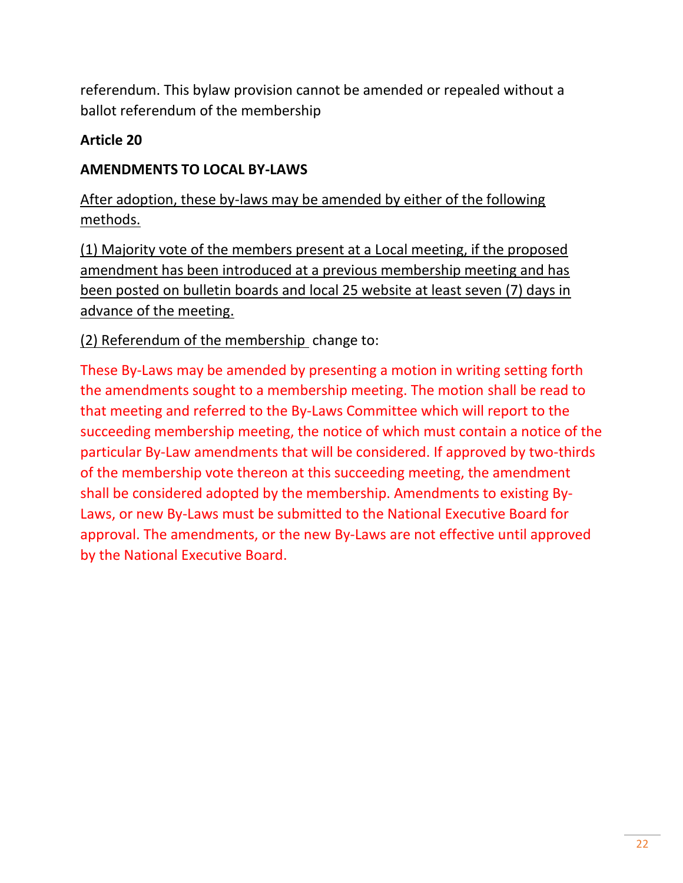referendum. This bylaw provision cannot be amended or repealed without a ballot referendum of the membership

**Article 20**

**AMENDMENTS TO LOCAL BY-LAWS**

<u>After adoption, these by-laws may be amended by either of the following methods.</u>

<u>(1) Majority vote of the members present at a Local meeting, if the proposed amendment has been introduced at a previous membership meeting and has been posted on bulletin boards and local 25 website at least seven (7) days in advance of the meeting.</u>

<u>(2) Referendum of the membership</u> change to:

These By-Laws may be amended by presenting a motion in writing setting forth the amendments sought to a membership meeting. The motion shall be read to that meeting and referred to the By-Laws Committee which will report to the succeeding membership meeting, the notice of which must contain a notice of the particular By-Law amendments that will be considered. If approved by two-thirds of the membership vote thereon at this succeeding meeting, the amendment shall be considered adopted by the membership. Amendments to existing By-Laws, or new By-Laws must be submitted to the National Executive Board for approval. The amendments, or the new By-Laws are not effective until approved by the National Executive Board.